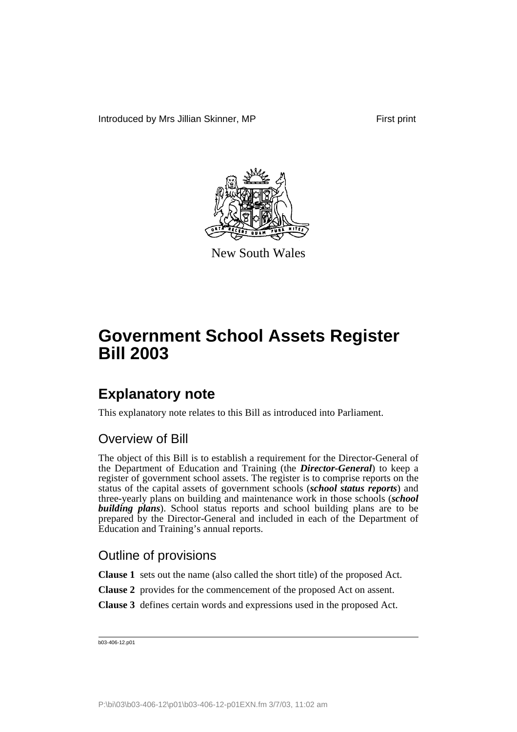Introduced by Mrs Jillian Skinner, MP First print

New South Wales

# Government School Assets Register Bill 2003

## Explanatory note

This explanatory note relates to this Bill as introduced into Parliament.

### Overview of Bill

The object of this Bill is to establish a requirement for the Director-General of the Department of Education and Training (the ***Director-General***) to keep a register of government school assets. The register is to comprise reports on the status of the capital assets of government schools (***school status reports***) and three-yearly plans on building and maintenance work in those schools (***school building plans***). School status reports and school building plans are to be prepared by the Director-General and included in each of the Department of Education and Training's annual reports.

### Outline of provisions

**Clause 1** sets out the name (also called the short title) of the proposed Act.

**Clause 2** provides for the commencement of the proposed Act on assent.

**Clause 3** defines certain words and expressions used in the proposed Act.

b03-406-12.p01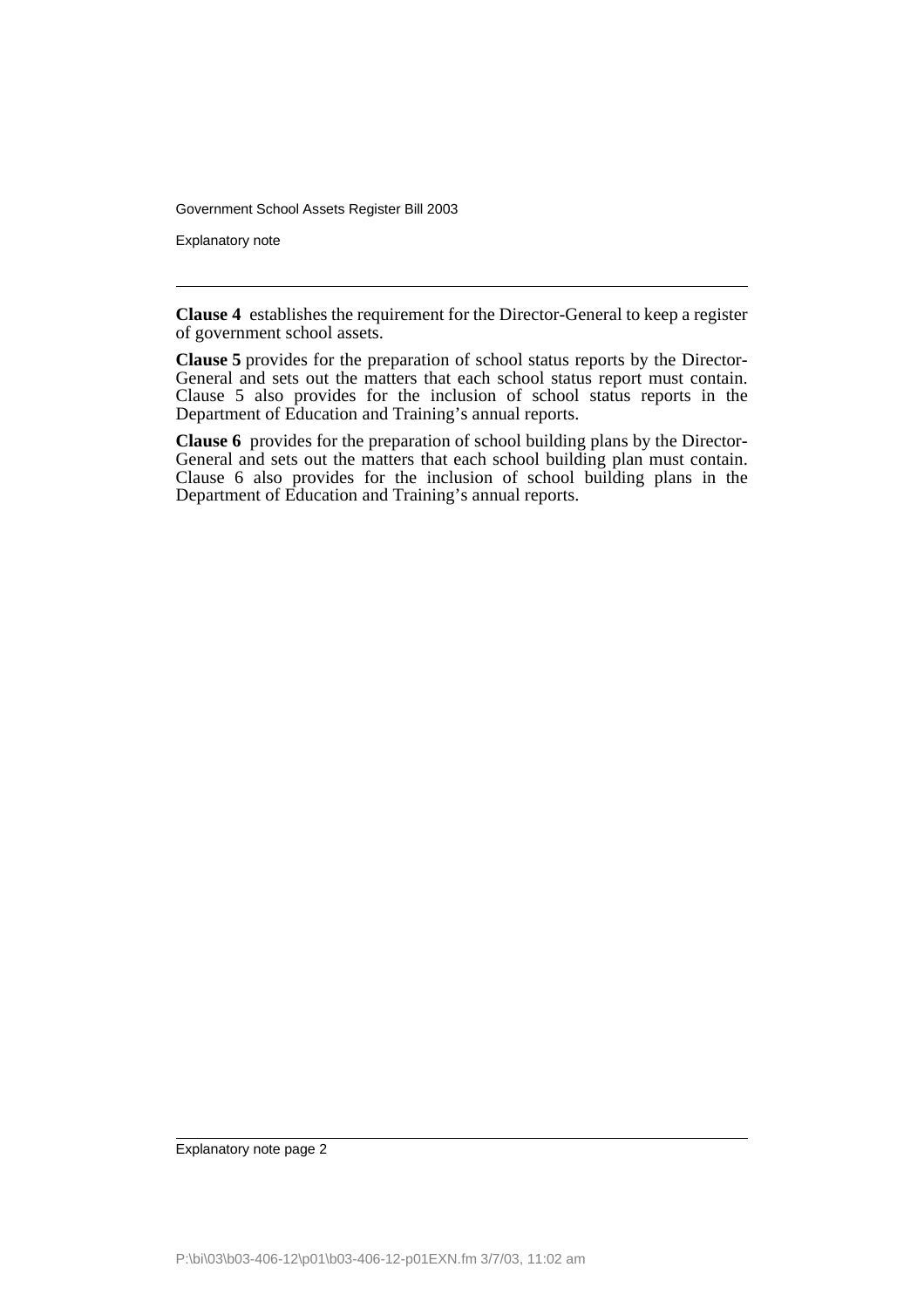**Clause 4** establishes the requirement for the Director-General to keep a register of government school assets.

**Clause 5** provides for the preparation of school status reports by the Director-General and sets out the matters that each school status report must contain. Clause 5 also provides for the inclusion of school status reports in the Department of Education and Training's annual reports.

**Clause 6** provides for the preparation of school building plans by the Director-General and sets out the matters that each school building plan must contain. Clause 6 also provides for the inclusion of school building plans in the Department of Education and Training's annual reports.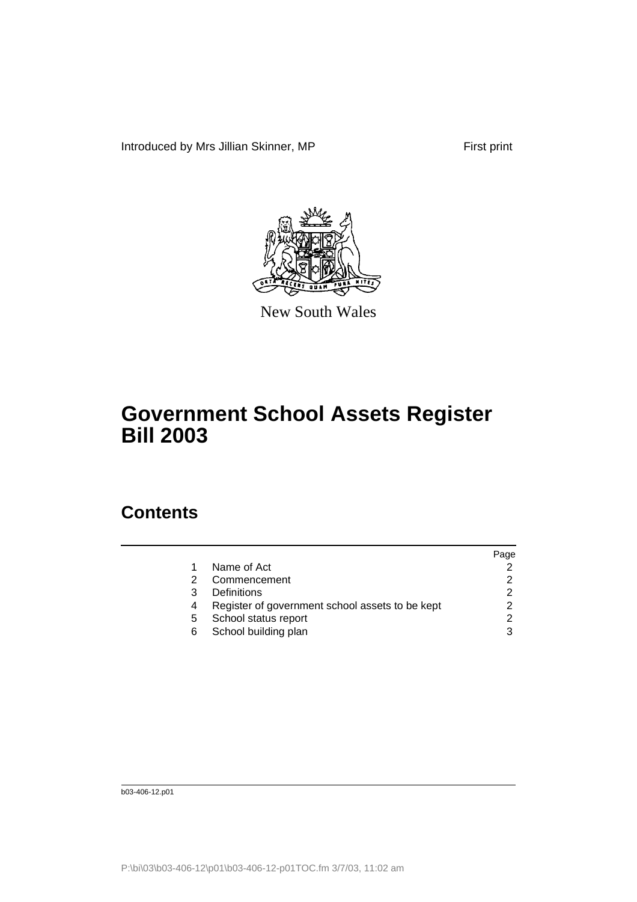Introduced by Mrs Jillian Skinner, MP First print

New South Wales

# Government School Assets Register Bill 2003

## Contents

| | | Page |
|---|---|---|
| 1 | Name of Act | 2 |
| 2 | Commencement | 2 |
| 3 | Definitions | 2 |
| 4 | Register of government school assets to be kept | 2 |
| 5 | School status report | 2 |
| 6 | School building plan | 3 |

b03-406-12.p01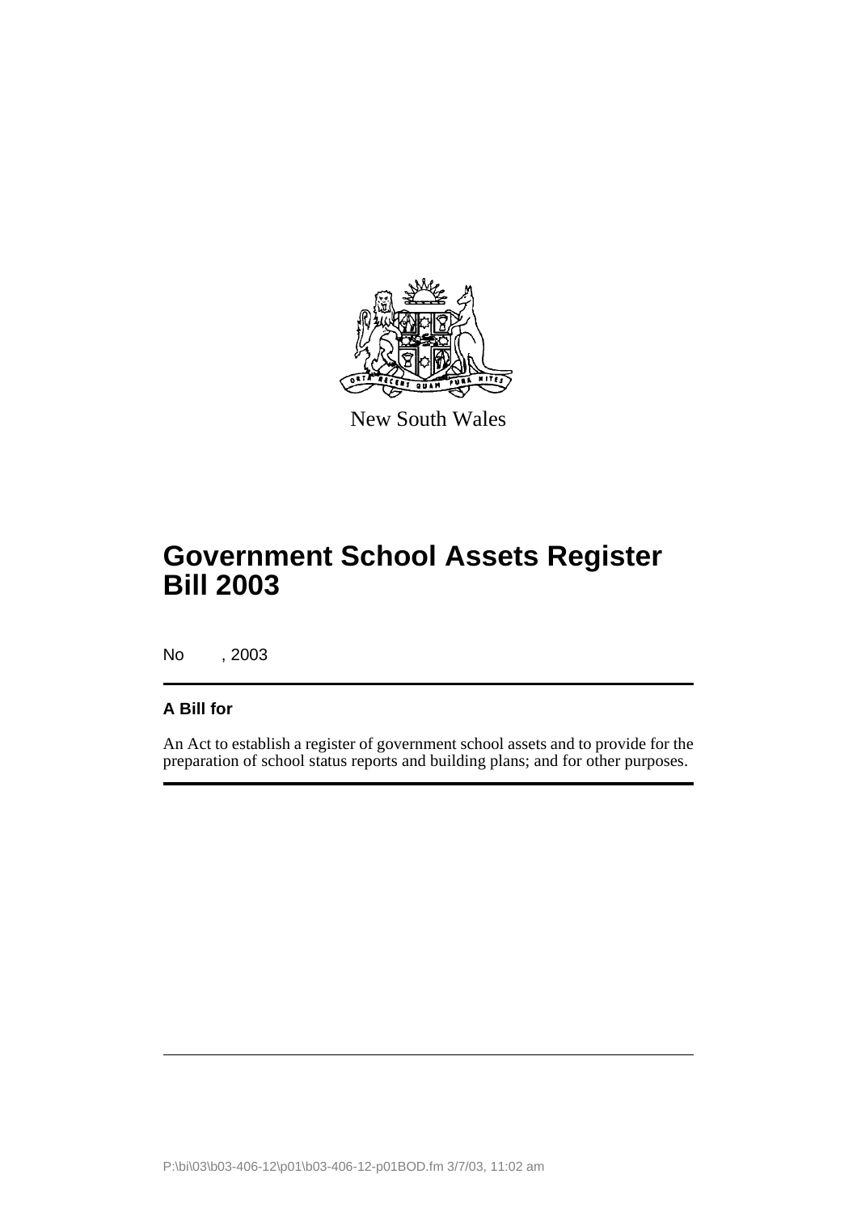New South Wales

# Government School Assets Register Bill 2003

No , 2003

**A Bill for**

An Act to establish a register of government school assets and to provide for the preparation of school status reports and building plans; and for other purposes.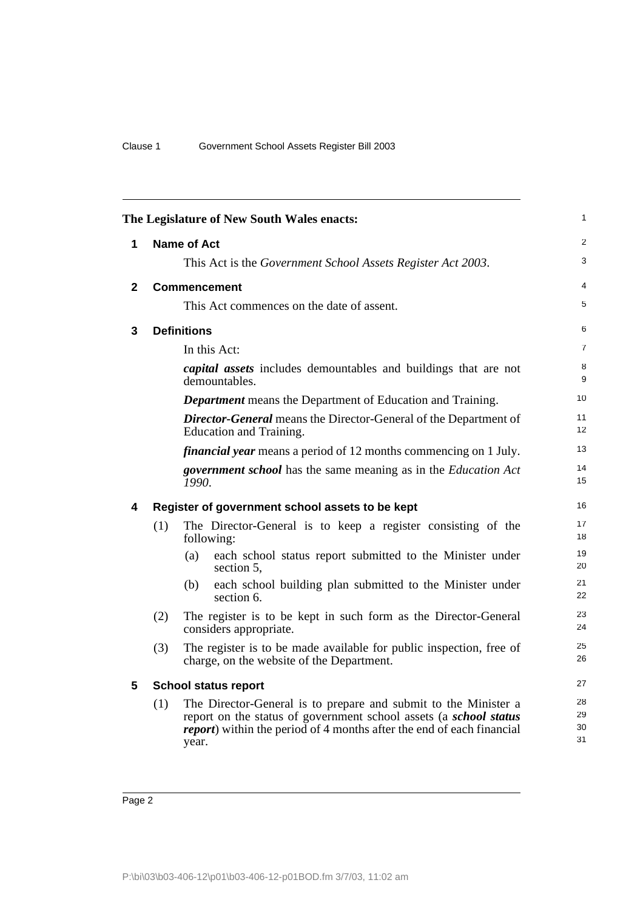The Legislature of New South Wales enacts:

## 1 Name of Act

This Act is the *Government School Assets Register Act 2003*.

## 2 Commencement

This Act commences on the date of assent.

## 3 Definitions

In this Act:

***capital assets*** includes demountables and buildings that are not demountables.

***Department*** means the Department of Education and Training.

***Director-General*** means the Director-General of the Department of Education and Training.

***financial year*** means a period of 12 months commencing on 1 July.

***government school*** has the same meaning as in the *Education Act 1990*.

## 4 Register of government school assets to be kept

(1) The Director-General is to keep a register consisting of the following:

(a) each school status report submitted to the Minister under section 5,

(b) each school building plan submitted to the Minister under section 6.

(2) The register is to be kept in such form as the Director-General considers appropriate.

(3) The register is to be made available for public inspection, free of charge, on the website of the Department.

## 5 School status report

(1) The Director-General is to prepare and submit to the Minister a report on the status of government school assets (a ***school status report***) within the period of 4 months after the end of each financial year.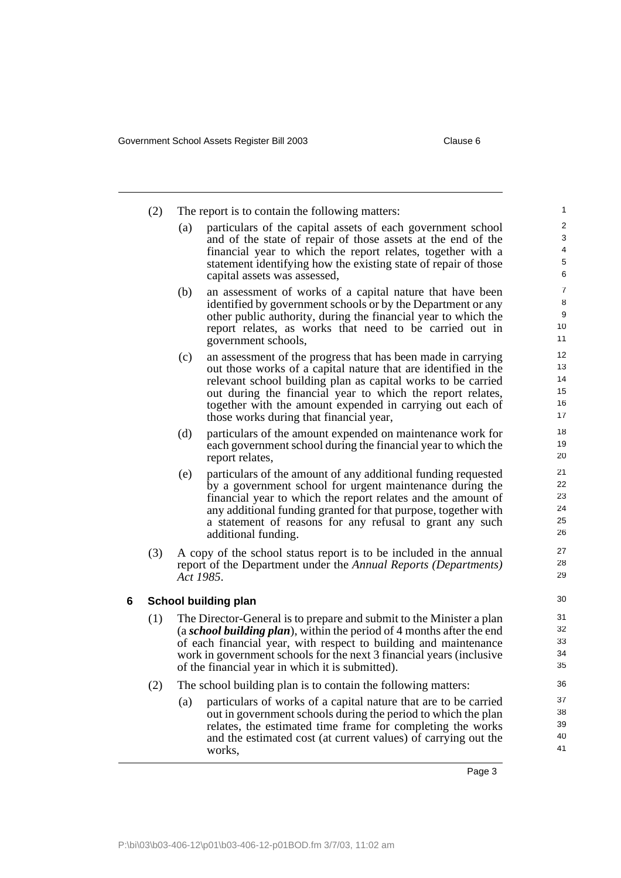(2) The report is to contain the following matters:

(a) particulars of the capital assets of each government school and of the state of repair of those assets at the end of the financial year to which the report relates, together with a statement identifying how the existing state of repair of those capital assets was assessed,

(b) an assessment of works of a capital nature that have been identified by government schools or by the Department or any other public authority, during the financial year to which the report relates, as works that need to be carried out in government schools,

(c) an assessment of the progress that has been made in carrying out those works of a capital nature that are identified in the relevant school building plan as capital works to be carried out during the financial year to which the report relates, together with the amount expended in carrying out each of those works during that financial year,

(d) particulars of the amount expended on maintenance work for each government school during the financial year to which the report relates,

(e) particulars of the amount of any additional funding requested by a government school for urgent maintenance during the financial year to which the report relates and the amount of any additional funding granted for that purpose, together with a statement of reasons for any refusal to grant any such additional funding.

(3) A copy of the school status report is to be included in the annual report of the Department under the *Annual Reports (Departments) Act 1985*.

## 6 School building plan

(1) The Director-General is to prepare and submit to the Minister a plan (a ***school building plan***), within the period of 4 months after the end of each financial year, with respect to building and maintenance work in government schools for the next 3 financial years (inclusive of the financial year in which it is submitted).

(2) The school building plan is to contain the following matters:

(a) particulars of works of a capital nature that are to be carried out in government schools during the period to which the plan relates, the estimated time frame for completing the works and the estimated cost (at current values) of carrying out the works,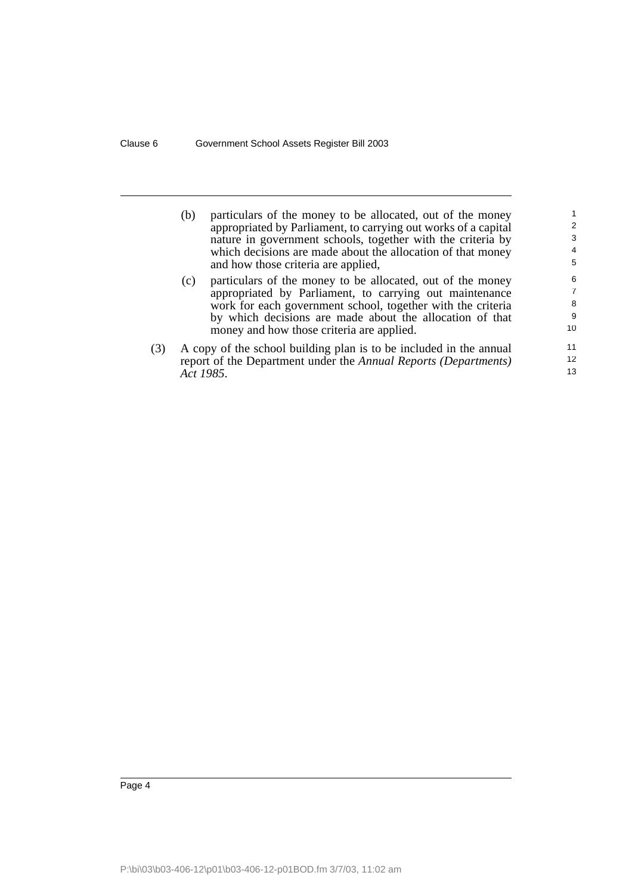(b) particulars of the money to be allocated, out of the money appropriated by Parliament, to carrying out works of a capital nature in government schools, together with the criteria by which decisions are made about the allocation of that money and how those criteria are applied,

(c) particulars of the money to be allocated, out of the money appropriated by Parliament, to carrying out maintenance work for each government school, together with the criteria by which decisions are made about the allocation of that money and how those criteria are applied.

(3) A copy of the school building plan is to be included in the annual report of the Department under the *Annual Reports (Departments) Act 1985*.